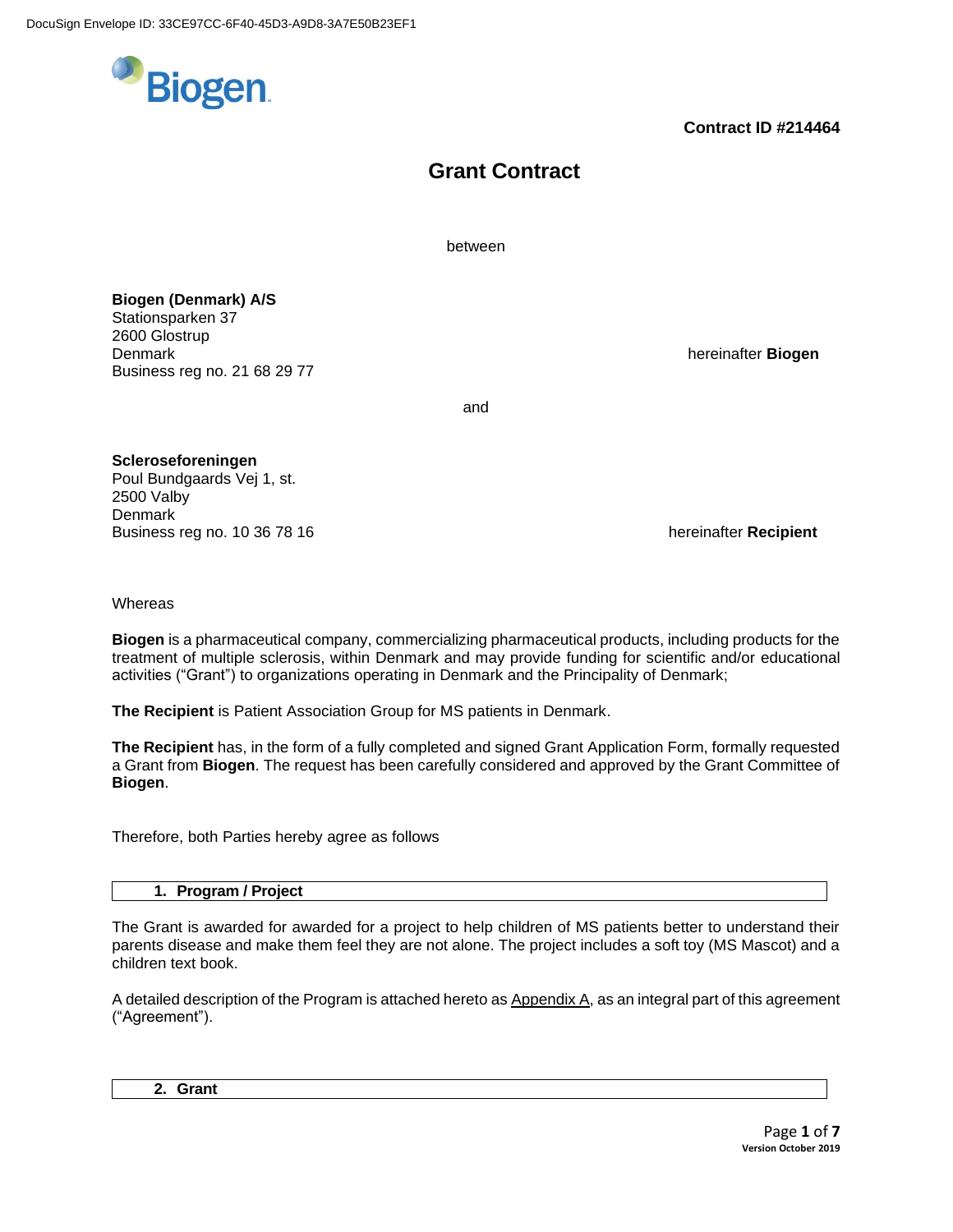DocuSign Envelope ID: 33CE97CC-6F40-45D3-A9D8-3A7E50B23EF1

Biogen

**Contract ID #214464**

# Grant Contract

between

**Biogen (Denmark) A/S**
Stationsparken 37
2600 Glostrup
Denmark
Business reg no. 21 68 29 77

hereinafter **Biogen**

and

**Scleroseforeningen**
Poul Bundgaards Vej 1, st.
2500 Valby
Denmark
Business reg no. 10 36 78 16

hereinafter **Recipient**

Whereas

**Biogen** is a pharmaceutical company, commercializing pharmaceutical products, including products for the treatment of multiple sclerosis, within Denmark and may provide funding for scientific and/or educational activities ("Grant") to organizations operating in Denmark and the Principality of Denmark;

**The Recipient** is Patient Association Group for MS patients in Denmark.

**The Recipient** has, in the form of a fully completed and signed Grant Application Form, formally requested a Grant from **Biogen**. The request has been carefully considered and approved by the Grant Committee of **Biogen**.

Therefore, both Parties hereby agree as follows

## 1. Program / Project

The Grant is awarded for awarded for a project to help children of MS patients better to understand their parents disease and make them feel they are not alone. The project includes a soft toy (MS Mascot) and a children text book.

A detailed description of the Program is attached hereto as Appendix A, as an integral part of this agreement ("Agreement").

## 2. Grant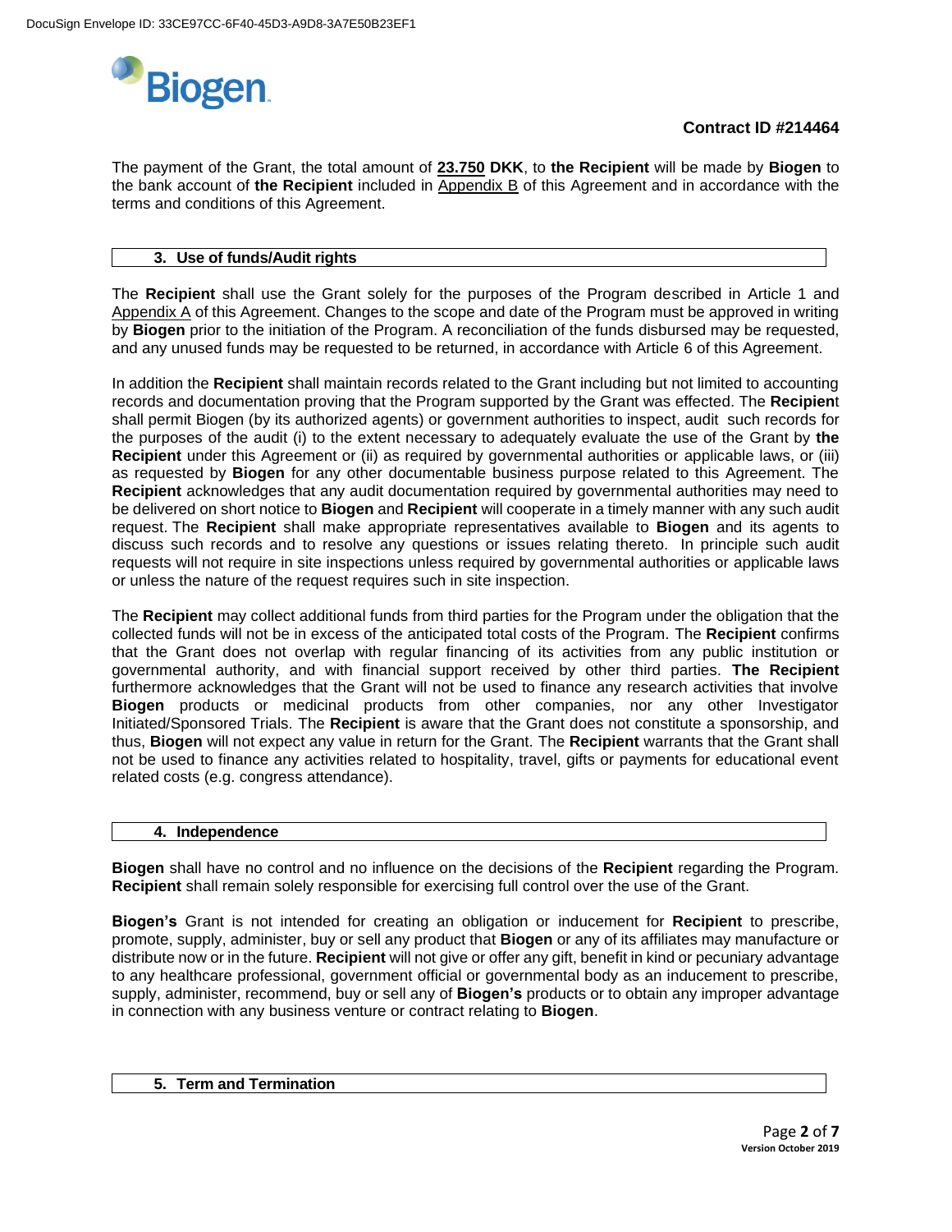**Contract ID #214464**

The payment of the Grant, the total amount of **23.750 DKK**, to **the Recipient** will be made by **Biogen** to the bank account of **the Recipient** included in Appendix B of this Agreement and in accordance with the terms and conditions of this Agreement.

## 3. Use of funds/Audit rights

The **Recipient** shall use the Grant solely for the purposes of the Program described in Article 1 and Appendix A of this Agreement. Changes to the scope and date of the Program must be approved in writing by **Biogen** prior to the initiation of the Program. A reconciliation of the funds disbursed may be requested, and any unused funds may be requested to be returned, in accordance with Article 6 of this Agreement.

In addition the **Recipient** shall maintain records related to the Grant including but not limited to accounting records and documentation proving that the Program supported by the Grant was effected. The **Recipient** shall permit Biogen (by its authorized agents) or government authorities to inspect, audit such records for the purposes of the audit (i) to the extent necessary to adequately evaluate the use of the Grant by **the Recipient** under this Agreement or (ii) as required by governmental authorities or applicable laws, or (iii) as requested by **Biogen** for any other documentable business purpose related to this Agreement. The **Recipient** acknowledges that any audit documentation required by governmental authorities may need to be delivered on short notice to **Biogen** and **Recipient** will cooperate in a timely manner with any such audit request. The **Recipient** shall make appropriate representatives available to **Biogen** and its agents to discuss such records and to resolve any questions or issues relating thereto. In principle such audit requests will not require in site inspections unless required by governmental authorities or applicable laws or unless the nature of the request requires such in site inspection.

The **Recipient** may collect additional funds from third parties for the Program under the obligation that the collected funds will not be in excess of the anticipated total costs of the Program. The **Recipient** confirms that the Grant does not overlap with regular financing of its activities from any public institution or governmental authority, and with financial support received by other third parties. **The Recipient** furthermore acknowledges that the Grant will not be used to finance any research activities that involve **Biogen** products or medicinal products from other companies, nor any other Investigator Initiated/Sponsored Trials. The **Recipient** is aware that the Grant does not constitute a sponsorship, and thus, **Biogen** will not expect any value in return for the Grant. The **Recipient** warrants that the Grant shall not be used to finance any activities related to hospitality, travel, gifts or payments for educational event related costs (e.g. congress attendance).

## 4. Independence

**Biogen** shall have no control and no influence on the decisions of the **Recipient** regarding the Program. **Recipient** shall remain solely responsible for exercising full control over the use of the Grant.

**Biogen's** Grant is not intended for creating an obligation or inducement for **Recipient** to prescribe, promote, supply, administer, buy or sell any product that **Biogen** or any of its affiliates may manufacture or distribute now or in the future. **Recipient** will not give or offer any gift, benefit in kind or pecuniary advantage to any healthcare professional, government official or governmental body as an inducement to prescribe, supply, administer, recommend, buy or sell any of **Biogen's** products or to obtain any improper advantage in connection with any business venture or contract relating to **Biogen**.

## 5. Term and Termination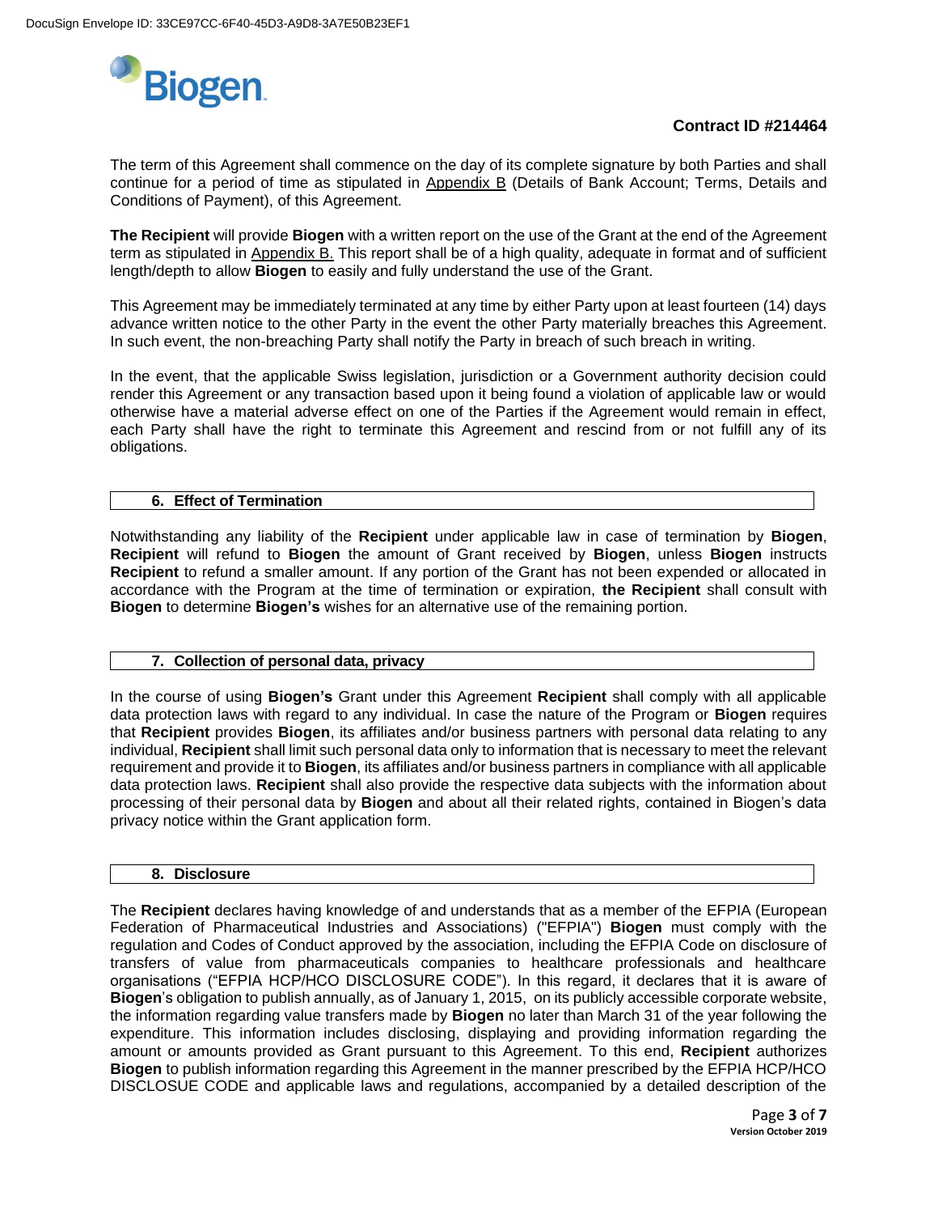**Contract ID #214464**

The term of this Agreement shall commence on the day of its complete signature by both Parties and shall continue for a period of time as stipulated in Appendix B (Details of Bank Account; Terms, Details and Conditions of Payment), of this Agreement.

**The Recipient** will provide **Biogen** with a written report on the use of the Grant at the end of the Agreement term as stipulated in Appendix B. This report shall be of a high quality, adequate in format and of sufficient length/depth to allow **Biogen** to easily and fully understand the use of the Grant.

This Agreement may be immediately terminated at any time by either Party upon at least fourteen (14) days advance written notice to the other Party in the event the other Party materially breaches this Agreement. In such event, the non-breaching Party shall notify the Party in breach of such breach in writing.

In the event, that the applicable Swiss legislation, jurisdiction or a Government authority decision could render this Agreement or any transaction based upon it being found a violation of applicable law or would otherwise have a material adverse effect on one of the Parties if the Agreement would remain in effect, each Party shall have the right to terminate this Agreement and rescind from or not fulfill any of its obligations.

## 6. Effect of Termination

Notwithstanding any liability of the **Recipient** under applicable law in case of termination by **Biogen**, **Recipient** will refund to **Biogen** the amount of Grant received by **Biogen**, unless **Biogen** instructs **Recipient** to refund a smaller amount. If any portion of the Grant has not been expended or allocated in accordance with the Program at the time of termination or expiration, **the Recipient** shall consult with **Biogen** to determine **Biogen's** wishes for an alternative use of the remaining portion.

## 7. Collection of personal data, privacy

In the course of using **Biogen's** Grant under this Agreement **Recipient** shall comply with all applicable data protection laws with regard to any individual. In case the nature of the Program or **Biogen** requires that **Recipient** provides **Biogen**, its affiliates and/or business partners with personal data relating to any individual, **Recipient** shall limit such personal data only to information that is necessary to meet the relevant requirement and provide it to **Biogen**, its affiliates and/or business partners in compliance with all applicable data protection laws. **Recipient** shall also provide the respective data subjects with the information about processing of their personal data by **Biogen** and about all their related rights, contained in Biogen's data privacy notice within the Grant application form.

## 8. Disclosure

The **Recipient** declares having knowledge of and understands that as a member of the EFPIA (European Federation of Pharmaceutical Industries and Associations) ("EFPIA") **Biogen** must comply with the regulation and Codes of Conduct approved by the association, including the EFPIA Code on disclosure of transfers of value from pharmaceuticals companies to healthcare professionals and healthcare organisations ("EFPIA HCP/HCO DISCLOSURE CODE"). In this regard, it declares that it is aware of **Biogen**'s obligation to publish annually, as of January 1, 2015, on its publicly accessible corporate website, the information regarding value transfers made by **Biogen** no later than March 31 of the year following the expenditure. This information includes disclosing, displaying and providing information regarding the amount or amounts provided as Grant pursuant to this Agreement. To this end, **Recipient** authorizes **Biogen** to publish information regarding this Agreement in the manner prescribed by the EFPIA HCP/HCO DISCLOSUE CODE and applicable laws and regulations, accompanied by a detailed description of the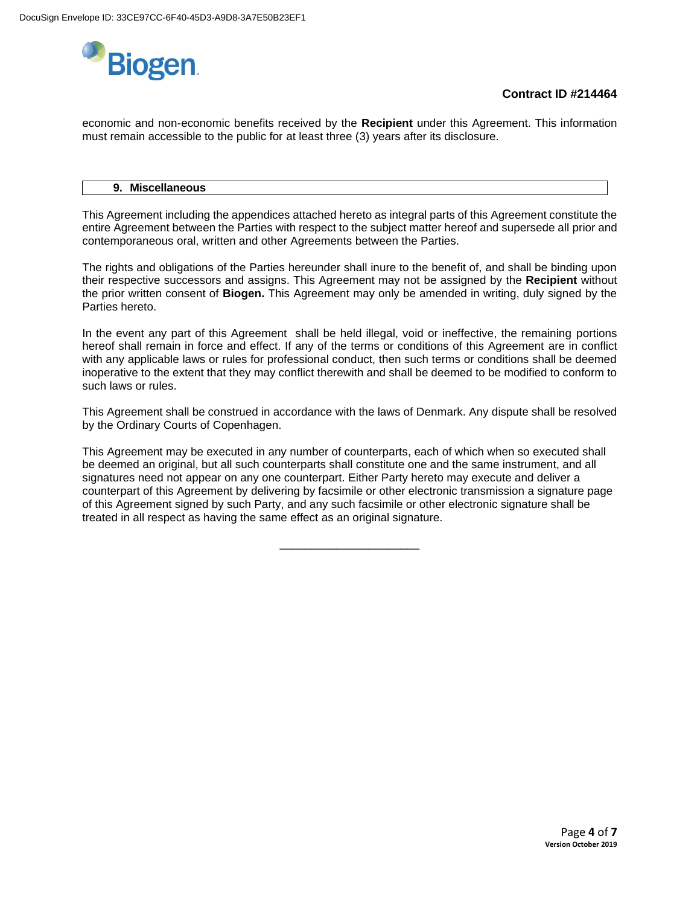economic and non-economic benefits received by the **Recipient** under this Agreement. This information must remain accessible to the public for at least three (3) years after its disclosure.

## 9. Miscellaneous

This Agreement including the appendices attached hereto as integral parts of this Agreement constitute the entire Agreement between the Parties with respect to the subject matter hereof and supersede all prior and contemporaneous oral, written and other Agreements between the Parties.

The rights and obligations of the Parties hereunder shall inure to the benefit of, and shall be binding upon their respective successors and assigns. This Agreement may not be assigned by the **Recipient** without the prior written consent of **Biogen.** This Agreement may only be amended in writing, duly signed by the Parties hereto.

In the event any part of this Agreement shall be held illegal, void or ineffective, the remaining portions hereof shall remain in force and effect. If any of the terms or conditions of this Agreement are in conflict with any applicable laws or rules for professional conduct, then such terms or conditions shall be deemed inoperative to the extent that they may conflict therewith and shall be deemed to be modified to conform to such laws or rules.

This Agreement shall be construed in accordance with the laws of Denmark. Any dispute shall be resolved by the Ordinary Courts of Copenhagen.

This Agreement may be executed in any number of counterparts, each of which when so executed shall be deemed an original, but all such counterparts shall constitute one and the same instrument, and all signatures need not appear on any one counterpart. Either Party hereto may execute and deliver a counterpart of this Agreement by delivering by facsimile or other electronic transmission a signature page of this Agreement signed by such Party, and any such facsimile or other electronic signature shall be treated in all respect as having the same effect as an original signature.

\_\_\_\_\_\_\_\_\_\_\_\_\_\_\_\_\_\_\_\_\_\_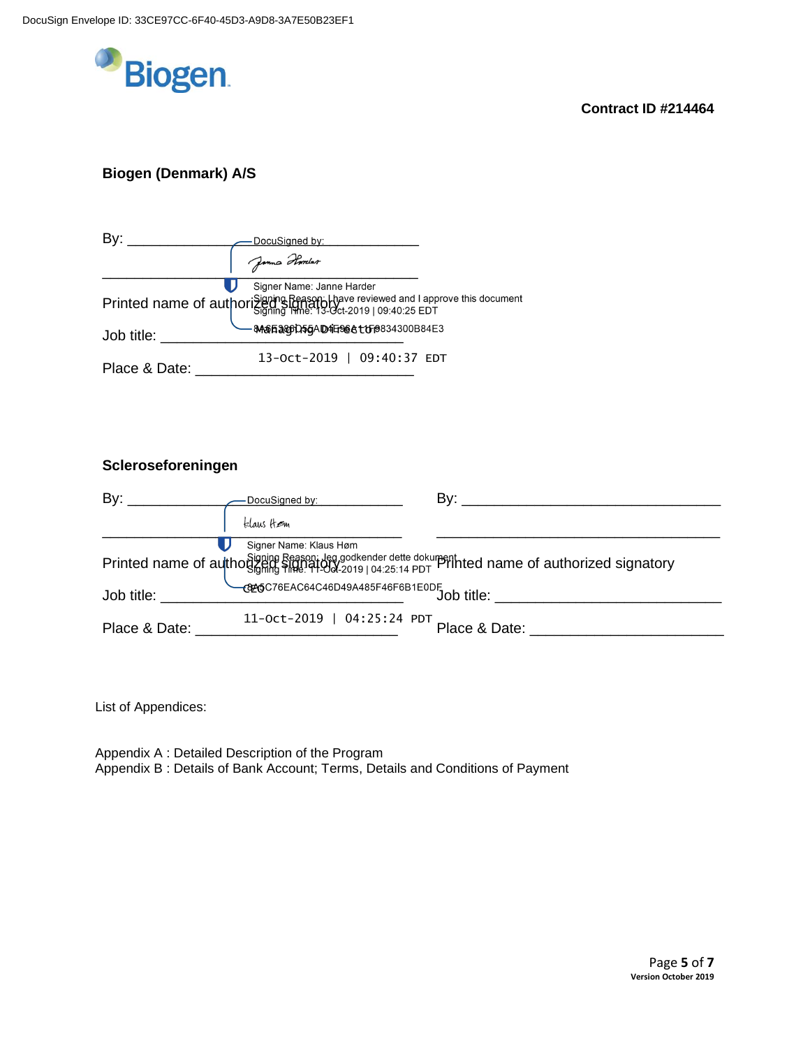DocuSign Envelope ID: 33CE97CC-6F40-45D3-A9D8-3A7E50B23EF1

Biogen

**Contract ID #214464**

**Biogen (Denmark) A/S**

By: ______________________ DocuSigned by: Janne Harder

_____________________________

Signer Name: Janne Harder
Signing Reason: I have reviewed and I approve this document
Signing Time: 13-Oct-2019 | 09:40:25 EDT
8A6538615ADAE96A11F9834300B84E3

Printed name of authorized signatory

Job title: Managing Director

Place & Date: 13-Oct-2019 | 09:40:37 EDT

**Scleroseforeningen**

By: ______________________ DocuSigned by: Klaus Høm

_____________________________

Signer Name: Klaus Høm
Signing Reason: Jeg godkender dette dokument
Signing Time: 11-Oct-2019 | 04:25:14 PDT
8A5C76EAC64C46D49A485F46F6B1E0DF

Printed name of authorized signatory

Job title: CEO

Place & Date: 11-Oct-2019 | 04:25:24 PDT

By: _____________________________

_____________________________

Printed name of authorized signatory

Job title: _____________________________

Place & Date: _____________________________

List of Appendices:

Appendix A : Detailed Description of the Program
Appendix B : Details of Bank Account; Terms, Details and Conditions of Payment

Version October 2019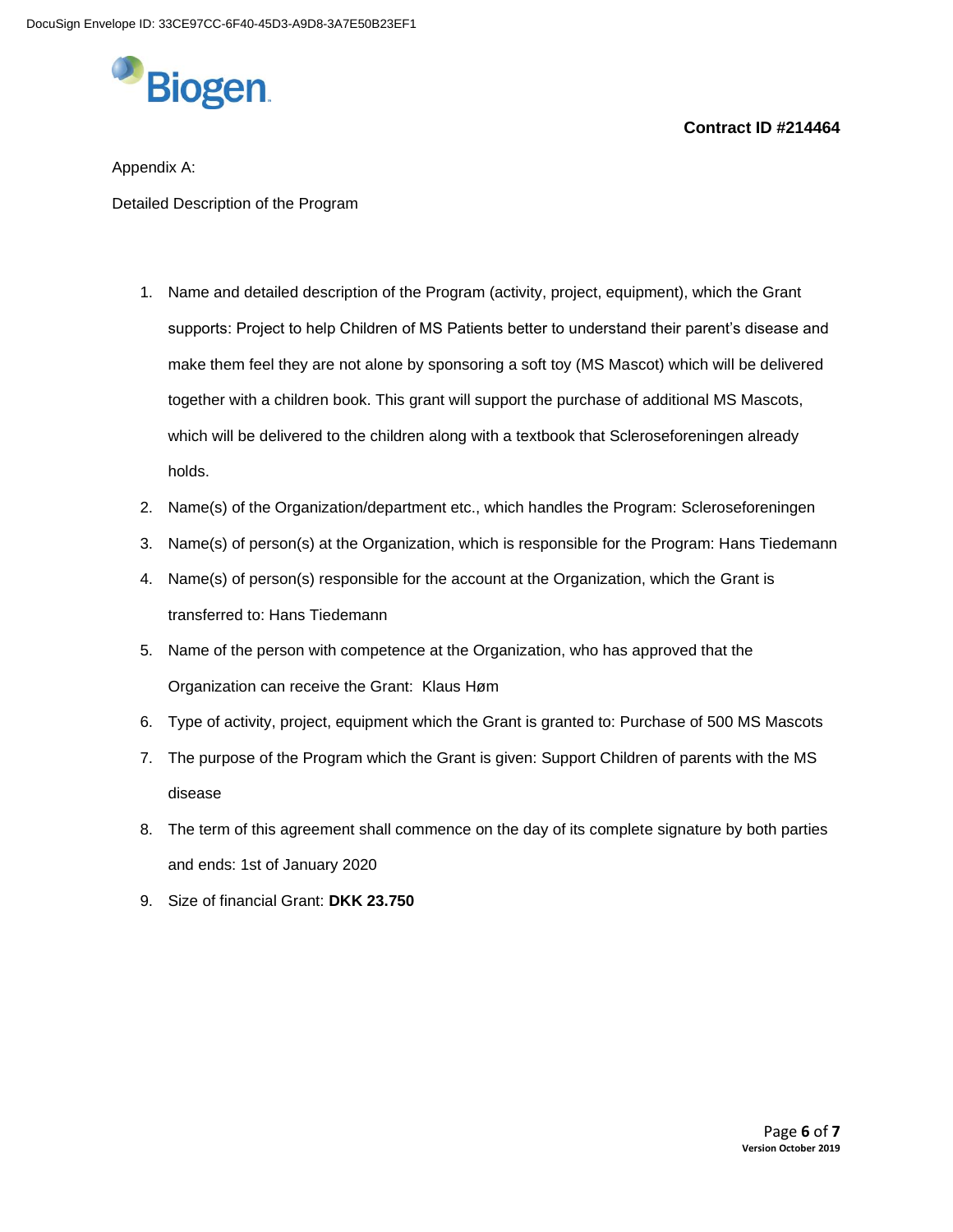**Contract ID #214464**

Appendix A:

Detailed Description of the Program

1. Name and detailed description of the Program (activity, project, equipment), which the Grant supports: Project to help Children of MS Patients better to understand their parent's disease and make them feel they are not alone by sponsoring a soft toy (MS Mascot) which will be delivered together with a children book. This grant will support the purchase of additional MS Mascots, which will be delivered to the children along with a textbook that Scleroseforeningen already holds.
2. Name(s) of the Organization/department etc., which handles the Program: Scleroseforeningen
3. Name(s) of person(s) at the Organization, which is responsible for the Program: Hans Tiedemann
4. Name(s) of person(s) responsible for the account at the Organization, which the Grant is transferred to: Hans Tiedemann
5. Name of the person with competence at the Organization, who has approved that the Organization can receive the Grant: Klaus Høm
6. Type of activity, project, equipment which the Grant is granted to: Purchase of 500 MS Mascots
7. The purpose of the Program which the Grant is given: Support Children of parents with the MS disease
8. The term of this agreement shall commence on the day of its complete signature by both parties and ends: 1st of January 2020
9. Size of financial Grant: **DKK 23.750**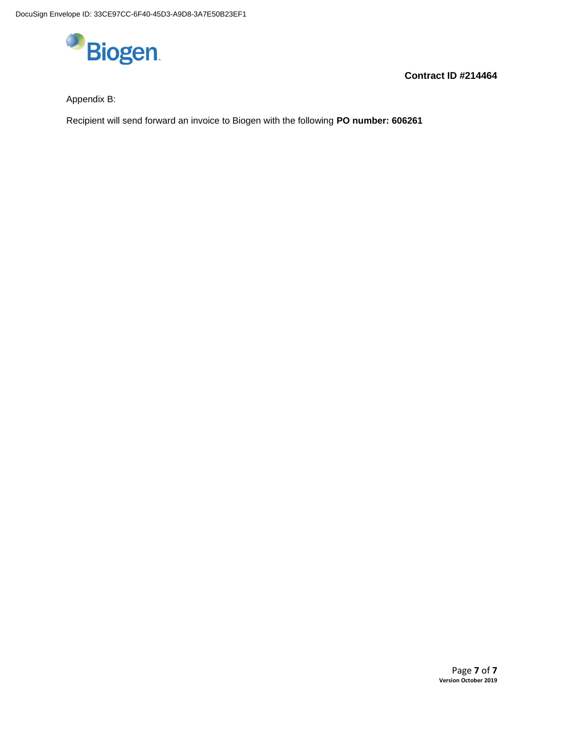**Contract ID #214464**

Appendix B:

Recipient will send forward an invoice to Biogen with the following **PO number: 606261**